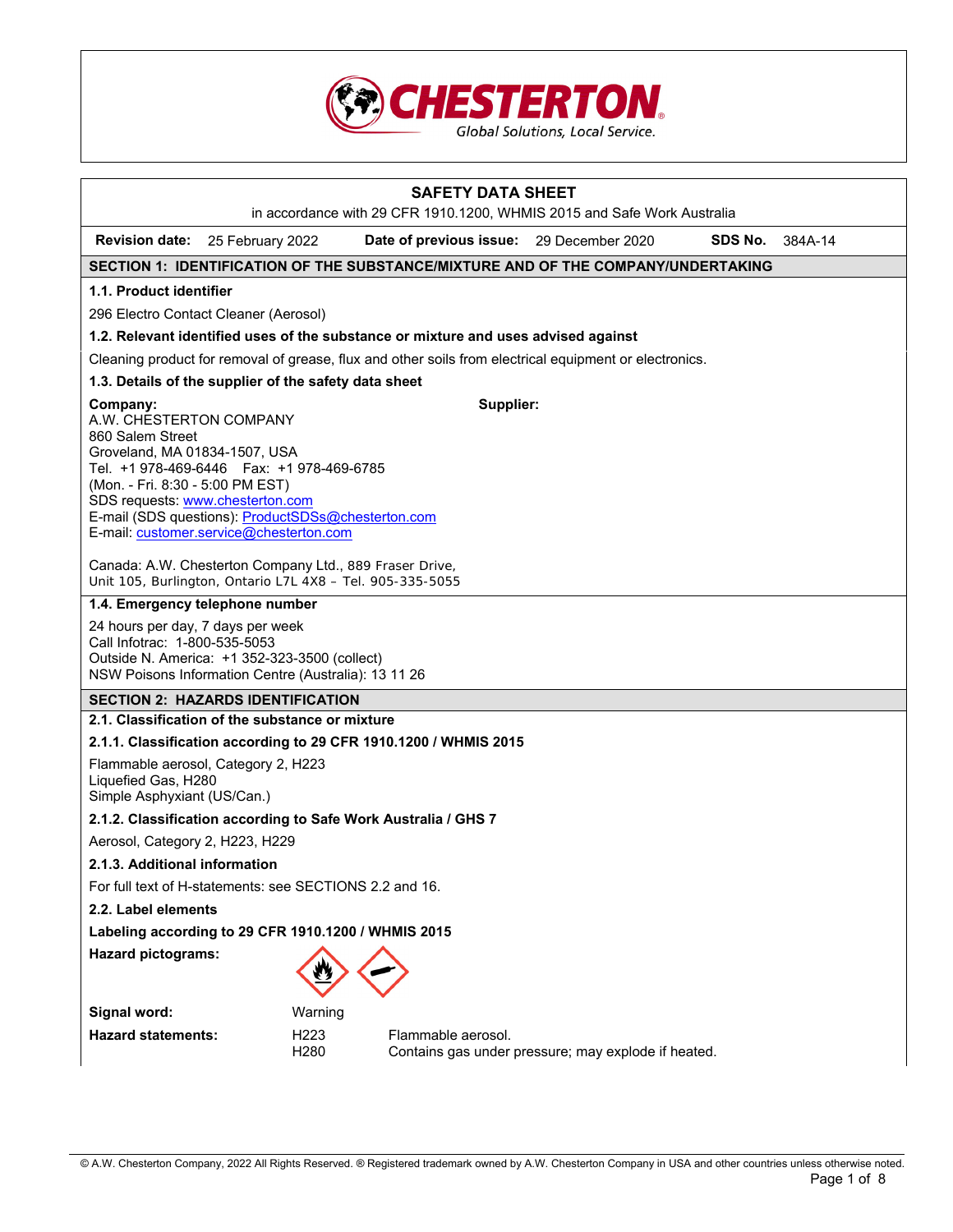# SAFETY DATA SHEET

in accordance with 29 CFR 1910.1200, WHMIS 2015 and Safe Work Australia

| Revision date: | 25 February 2022 | Date of previous issue: | 29 December 2020 | SDS No. | 384A-14 |
|---|---|---|---|---|---|

## SECTION 1: IDENTIFICATION OF THE SUBSTANCE/MIXTURE AND OF THE COMPANY/UNDERTAKING

### 1.1. Product identifier

296 Electro Contact Cleaner (Aerosol)

### 1.2. Relevant identified uses of the substance or mixture and uses advised against

Cleaning product for removal of grease, flux and other soils from electrical equipment or electronics.

### 1.3. Details of the supplier of the safety data sheet

**Company:**
A.W. CHESTERTON COMPANY
860 Salem Street
Groveland, MA 01834-1507, USA
Tel. +1 978-469-6446 Fax: +1 978-469-6785
(Mon. - Fri. 8:30 - 5:00 PM EST)
SDS requests: www.chesterton.com
E-mail (SDS questions): ProductSDSs@chesterton.com
E-mail: customer.service@chesterton.com

Canada: A.W. Chesterton Company Ltd., 889 Fraser Drive, Unit 105, Burlington, Ontario L7L 4X8 – Tel. 905-335-5055

**Supplier:**

### 1.4. Emergency telephone number

24 hours per day, 7 days per week
Call Infotrac: 1-800-535-5053
Outside N. America: +1 352-323-3500 (collect)
NSW Poisons Information Centre (Australia): 13 11 26

## SECTION 2: HAZARDS IDENTIFICATION

### 2.1. Classification of the substance or mixture

#### 2.1.1. Classification according to 29 CFR 1910.1200 / WHMIS 2015

Flammable aerosol, Category 2, H223
Liquefied Gas, H280
Simple Asphyxiant (US/Can.)

#### 2.1.2. Classification according to Safe Work Australia / GHS 7

Aerosol, Category 2, H223, H229

#### 2.1.3. Additional information

For full text of H-statements: see SECTIONS 2.2 and 16.

### 2.2. Label elements

**Labeling according to 29 CFR 1910.1200 / WHMIS 2015**

**Hazard pictograms:**

**Signal word:** Warning

**Hazard statements:**

H223 Flammable aerosol.
H280 Contains gas under pressure; may explode if heated.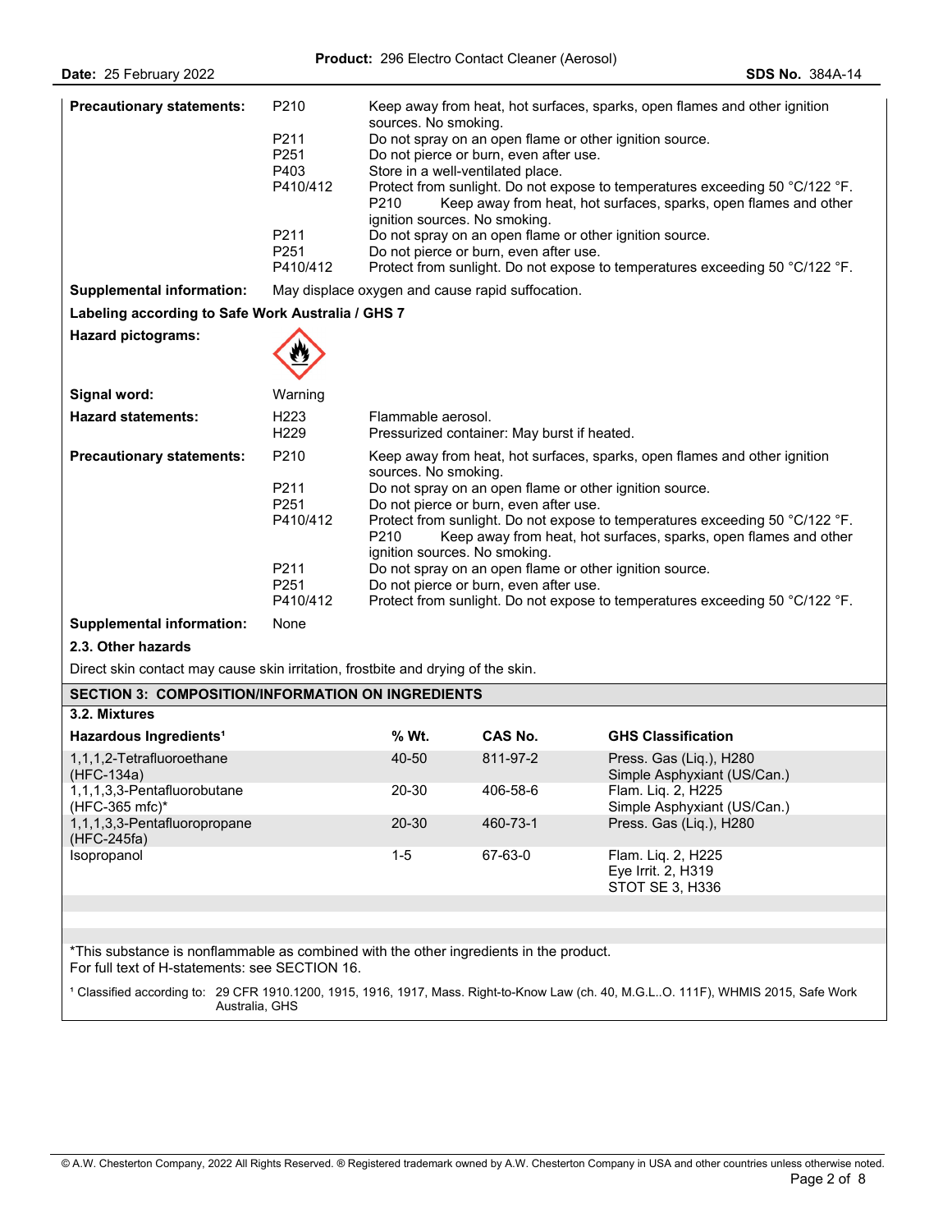| | | |
|---|---|---|
| **Precautionary statements:** | P210 | Keep away from heat, hot surfaces, sparks, open flames and other ignition sources. No smoking. |
| | P211 | Do not spray on an open flame or other ignition source. |
| | P251 | Do not pierce or burn, even after use. |
| | P403 | Store in a well-ventilated place. |
| | P410/412 | Protect from sunlight. Do not expose to temperatures exceeding 50 °C/122 °F. P210 Keep away from heat, hot surfaces, sparks, open flames and other ignition sources. No smoking. |
| | P211 | Do not spray on an open flame or other ignition source. |
| | P251 | Do not pierce or burn, even after use. |
| | P410/412 | Protect from sunlight. Do not expose to temperatures exceeding 50 °C/122 °F. |
| **Supplemental information:** | May displace oxygen and cause rapid suffocation. | |

**Labeling according to Safe Work Australia / GHS 7**

**Hazard pictograms:**

**Signal word:** Warning

| | | |
|---|---|---|
| **Hazard statements:** | H223 | Flammable aerosol. |
| | H229 | Pressurized container: May burst if heated. |
| **Precautionary statements:** | P210 | Keep away from heat, hot surfaces, sparks, open flames and other ignition sources. No smoking. |
| | P211 | Do not spray on an open flame or other ignition source. |
| | P251 | Do not pierce or burn, even after use. |
| | P410/412 | Protect from sunlight. Do not expose to temperatures exceeding 50 °C/122 °F. P210 Keep away from heat, hot surfaces, sparks, open flames and other ignition sources. No smoking. |
| | P211 | Do not spray on an open flame or other ignition source. |
| | P251 | Do not pierce or burn, even after use. |
| | P410/412 | Protect from sunlight. Do not expose to temperatures exceeding 50 °C/122 °F. |
| **Supplemental information:** | None | |

**2.3. Other hazards**

Direct skin contact may cause skin irritation, frostbite and drying of the skin.

## SECTION 3: COMPOSITION/INFORMATION ON INGREDIENTS

**3.2. Mixtures**

| Hazardous Ingredients[1] | % Wt. | CAS No. | GHS Classification |
|---|---|---|---|
| 1,1,1,2-Tetrafluoroethane (HFC-134a) | 40-50 | 811-97-2 | Press. Gas (Liq.), H280<br>Simple Asphyxiant (US/Can.) |
| 1,1,1,3,3-Pentafluorobutane (HFC-365 mfc)* | 20-30 | 406-58-6 | Flam. Liq. 2, H225<br>Simple Asphyxiant (US/Can.) |
| 1,1,1,3,3-Pentafluoropropane (HFC-245fa) | 20-30 | 460-73-1 | Press. Gas (Liq.), H280 |
| Isopropanol | 1-5 | 67-63-0 | Flam. Liq. 2, H225<br>Eye Irrit. 2, H319<br>STOT SE 3, H336 |

*This substance is nonflammable as combined with the other ingredients in the product.
For full text of H-statements: see SECTION 16.

[1] Classified according to: 29 CFR 1910.1200, 1915, 1916, 1917, Mass. Right-to-Know Law (ch. 40, M.G.L..O. 111F), WHMIS 2015, Safe Work Australia, GHS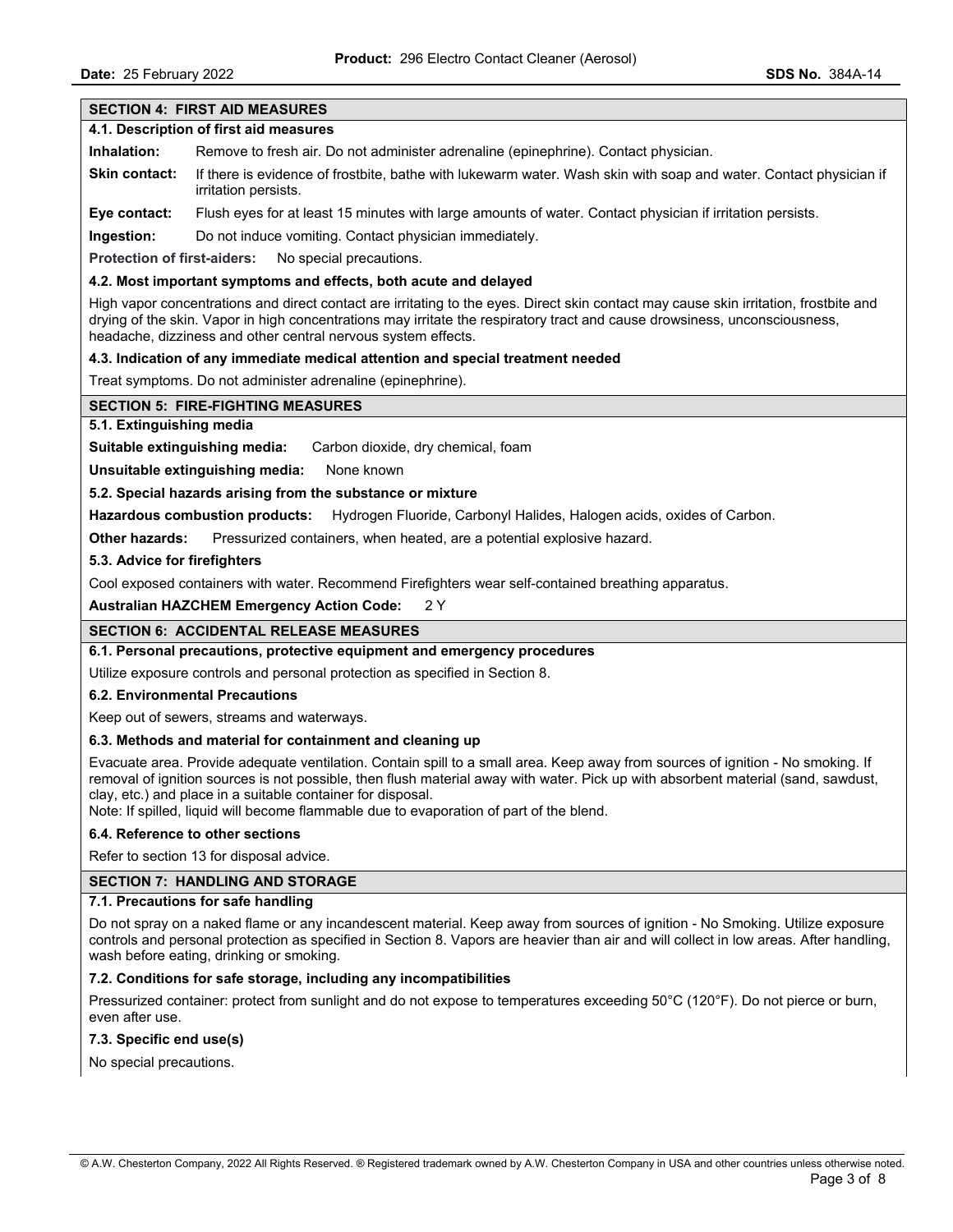## SECTION 4: FIRST AID MEASURES

### 4.1. Description of first aid measures

**Inhalation:** Remove to fresh air. Do not administer adrenaline (epinephrine). Contact physician.

**Skin contact:** If there is evidence of frostbite, bathe with lukewarm water. Wash skin with soap and water. Contact physician if irritation persists.

**Eye contact:** Flush eyes for at least 15 minutes with large amounts of water. Contact physician if irritation persists.

**Ingestion:** Do not induce vomiting. Contact physician immediately.

**Protection of first-aiders:** No special precautions.

### 4.2. Most important symptoms and effects, both acute and delayed

High vapor concentrations and direct contact are irritating to the eyes. Direct skin contact may cause skin irritation, frostbite and drying of the skin. Vapor in high concentrations may irritate the respiratory tract and cause drowsiness, unconsciousness, headache, dizziness and other central nervous system effects.

### 4.3. Indication of any immediate medical attention and special treatment needed

Treat symptoms. Do not administer adrenaline (epinephrine).

## SECTION 5: FIRE-FIGHTING MEASURES

### 5.1. Extinguishing media

**Suitable extinguishing media:** Carbon dioxide, dry chemical, foam

**Unsuitable extinguishing media:** None known

### 5.2. Special hazards arising from the substance or mixture

**Hazardous combustion products:** Hydrogen Fluoride, Carbonyl Halides, Halogen acids, oxides of Carbon.

**Other hazards:** Pressurized containers, when heated, are a potential explosive hazard.

### 5.3. Advice for firefighters

Cool exposed containers with water. Recommend Firefighters wear self-contained breathing apparatus.

**Australian HAZCHEM Emergency Action Code:** 2 Y

## SECTION 6: ACCIDENTAL RELEASE MEASURES

### 6.1. Personal precautions, protective equipment and emergency procedures

Utilize exposure controls and personal protection as specified in Section 8.

### 6.2. Environmental Precautions

Keep out of sewers, streams and waterways.

### 6.3. Methods and material for containment and cleaning up

Evacuate area. Provide adequate ventilation. Contain spill to a small area. Keep away from sources of ignition - No smoking. If removal of ignition sources is not possible, then flush material away with water. Pick up with absorbent material (sand, sawdust, clay, etc.) and place in a suitable container for disposal.
Note: If spilled, liquid will become flammable due to evaporation of part of the blend.

### 6.4. Reference to other sections

Refer to section 13 for disposal advice.

## SECTION 7: HANDLING AND STORAGE

### 7.1. Precautions for safe handling

Do not spray on a naked flame or any incandescent material. Keep away from sources of ignition - No Smoking. Utilize exposure controls and personal protection as specified in Section 8. Vapors are heavier than air and will collect in low areas. After handling, wash before eating, drinking or smoking.

### 7.2. Conditions for safe storage, including any incompatibilities

Pressurized container: protect from sunlight and do not expose to temperatures exceeding 50°C (120°F). Do not pierce or burn, even after use.

### 7.3. Specific end use(s)

No special precautions.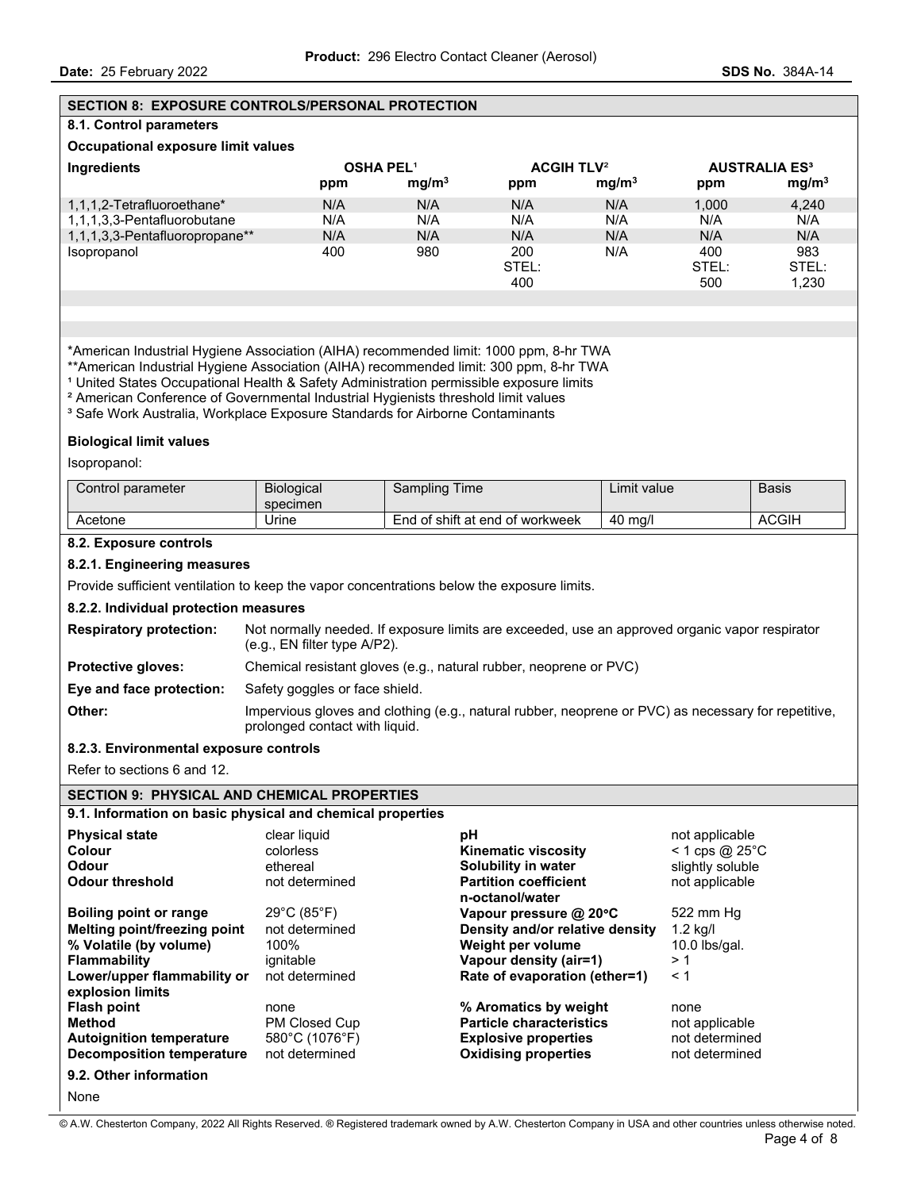## SECTION 8: EXPOSURE CONTROLS/PERSONAL PROTECTION

### 8.1. Control parameters

**Occupational exposure limit values**

| Ingredients | OSHA PEL[1] | | ACGIH TLV[2] | | AUSTRALIA ES[3] | |
|---|---|---|---|---|---|---|
| | ppm | $mg/m^3$ | ppm | $mg/m^3$ | ppm | $mg/m^3$ |
| 1,1,1,2-Tetrafluoroethane* | N/A | N/A | N/A | N/A | 1,000 | 4,240 |
| 1,1,1,3,3-Pentafluorobutane | N/A | N/A | N/A | N/A | N/A | N/A |
| 1,1,1,3,3-Pentafluoropropane** | N/A | N/A | N/A | N/A | N/A | N/A |
| Isopropanol | 400 | 980 | 200 STEL: 400 | N/A | 400 STEL: 500 | 983 STEL: 1,230 |

*American Industrial Hygiene Association (AIHA) recommended limit: 1000 ppm, 8-hr TWA
**American Industrial Hygiene Association (AIHA) recommended limit: 300 ppm, 8-hr TWA
[1] United States Occupational Health & Safety Administration permissible exposure limits
[2] American Conference of Governmental Industrial Hygienists threshold limit values
[3] Safe Work Australia, Workplace Exposure Standards for Airborne Contaminants

**Biological limit values**

Isopropanol:

| Control parameter | Biological specimen | Sampling Time | Limit value | Basis |
|---|---|---|---|---|
| Acetone | Urine | End of shift at end of workweek | 40 mg/l | ACGIH |

### 8.2. Exposure controls

#### 8.2.1. Engineering measures

Provide sufficient ventilation to keep the vapor concentrations below the exposure limits.

#### 8.2.2. Individual protection measures

**Respiratory protection:** Not normally needed. If exposure limits are exceeded, use an approved organic vapor respirator (e.g., EN filter type A/P2).

**Protective gloves:** Chemical resistant gloves (e.g., natural rubber, neoprene or PVC)

**Eye and face protection:** Safety goggles or face shield.

**Other:** Impervious gloves and clothing (e.g., natural rubber, neoprene or PVC) as necessary for repetitive, prolonged contact with liquid.

#### 8.2.3. Environmental exposure controls

Refer to sections 6 and 12.

## SECTION 9: PHYSICAL AND CHEMICAL PROPERTIES

### 9.1. Information on basic physical and chemical properties

| | | | |
|---|---|---|---|
| **Physical state** | clear liquid | **pH** | not applicable |
| **Colour** | colorless | **Kinematic viscosity** | < 1 cps @ 25°C |
| **Odour** | ethereal | **Solubility in water** | slightly soluble |
| **Odour threshold** | not determined | **Partition coefficient n-octanol/water** | not applicable |
| **Boiling point or range** | 29°C (85°F) | **Vapour pressure @ 20°C** | 522 mm Hg |
| **Melting point/freezing point** | not determined | **Density and/or relative density** | 1.2 kg/l |
| **% Volatile (by volume)** | 100% | **Weight per volume** | 10.0 lbs/gal. |
| **Flammability** | ignitable | **Vapour density (air=1)** | > 1 |
| **Lower/upper flammability or explosion limits** | not determined | **Rate of evaporation (ether=1)** | < 1 |
| **Flash point** | none | **% Aromatics by weight** | none |
| **Method** | PM Closed Cup | **Particle characteristics** | not applicable |
| **Autoignition temperature** | 580°C (1076°F) | **Explosive properties** | not determined |
| **Decomposition temperature** | not determined | **Oxidising properties** | not determined |

### 9.2. Other information

None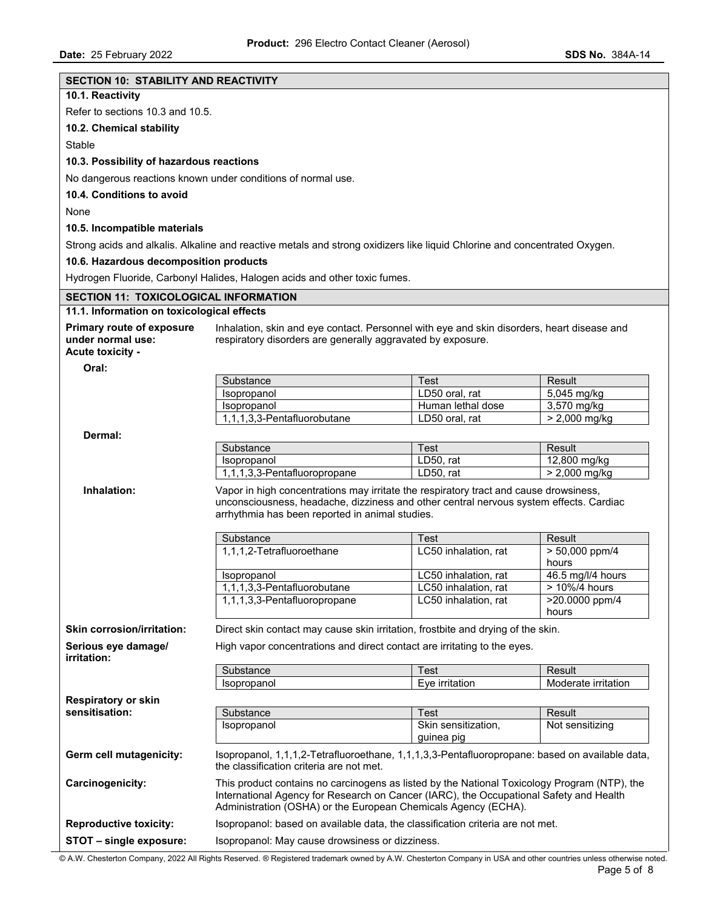## SECTION 10: STABILITY AND REACTIVITY

### 10.1. Reactivity

Refer to sections 10.3 and 10.5.

### 10.2. Chemical stability

Stable

### 10.3. Possibility of hazardous reactions

No dangerous reactions known under conditions of normal use.

### 10.4. Conditions to avoid

None

### 10.5. Incompatible materials

Strong acids and alkalis. Alkaline and reactive metals and strong oxidizers like liquid Chlorine and concentrated Oxygen.

### 10.6. Hazardous decomposition products

Hydrogen Fluoride, Carbonyl Halides, Halogen acids and other toxic fumes.

## SECTION 11: TOXICOLOGICAL INFORMATION

### 11.1. Information on toxicological effects

**Primary route of exposure under normal use:** Inhalation, skin and eye contact. Personnel with eye and skin disorders, heart disease and respiratory disorders are generally aggravated by exposure.

**Acute toxicity -**

**Oral:**

| Substance | Test | Result |
|---|---|---|
| Isopropanol | LD50 oral, rat | 5,045 mg/kg |
| Isopropanol | Human lethal dose | 3,570 mg/kg |
| 1,1,1,3,3-Pentafluorobutane | LD50 oral, rat | > 2,000 mg/kg |

**Dermal:**

| Substance | Test | Result |
|---|---|---|
| Isopropanol | LD50, rat | 12,800 mg/kg |
| 1,1,1,3,3-Pentafluoropropane | LD50, rat | > 2,000 mg/kg |

**Inhalation:** Vapor in high concentrations may irritate the respiratory tract and cause drowsiness, unconsciousness, headache, dizziness and other central nervous system effects. Cardiac arrhythmia has been reported in animal studies.

| Substance | Test | Result |
|---|---|---|
| 1,1,1,2-Tetrafluoroethane | LC50 inhalation, rat | > 50,000 ppm/4 hours |
| Isopropanol | LC50 inhalation, rat | 46.5 mg/l/4 hours |
| 1,1,1,3,3-Pentafluorobutane | LC50 inhalation, rat | > 10%/4 hours |
| 1,1,1,3,3-Pentafluoropropane | LC50 inhalation, rat | >20.0000 ppm/4 hours |

**Skin corrosion/irritation:** Direct skin contact may cause skin irritation, frostbite and drying of the skin.

**Serious eye damage/ irritation:** High vapor concentrations and direct contact are irritating to the eyes.

| Substance | Test | Result |
|---|---|---|
| Isopropanol | Eye irritation | Moderate irritation |

**Respiratory or skin sensitisation:**

| Substance | Test | Result |
|---|---|---|
| Isopropanol | Skin sensitization, guinea pig | Not sensitizing |

**Germ cell mutagenicity:** Isopropanol, 1,1,1,2-Tetrafluoroethane, 1,1,1,3,3-Pentafluoropropane: based on available data, the classification criteria are not met.

**Carcinogenicity:** This product contains no carcinogens as listed by the National Toxicology Program (NTP), the International Agency for Research on Cancer (IARC), the Occupational Safety and Health Administration (OSHA) or the European Chemicals Agency (ECHA).

**Reproductive toxicity:** Isopropanol: based on available data, the classification criteria are not met.

**STOT – single exposure:** Isopropanol: May cause drowsiness or dizziness.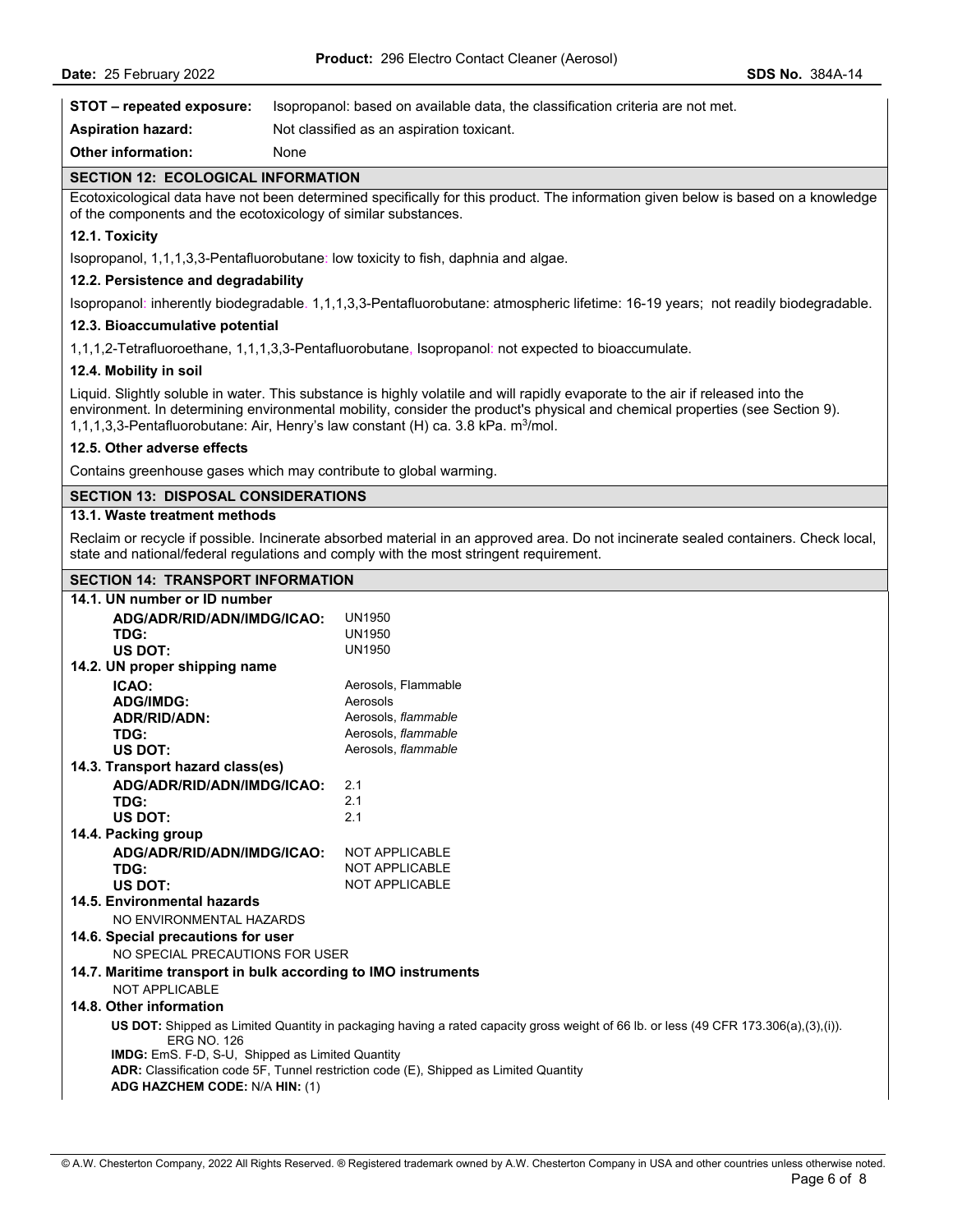| | |
|---|---|
| **STOT – repeated exposure:** | Isopropanol: based on available data, the classification criteria are not met. |
| **Aspiration hazard:** | Not classified as an aspiration toxicant. |
| **Other information:** | None |

## SECTION 12: ECOLOGICAL INFORMATION

Ecotoxicological data have not been determined specifically for this product. The information given below is based on a knowledge of the components and the ecotoxicology of similar substances.

### 12.1. Toxicity

Isopropanol, 1,1,1,3,3-Pentafluorobutane: low toxicity to fish, daphnia and algae.

### 12.2. Persistence and degradability

Isopropanol: inherently biodegradable. 1,1,1,3,3-Pentafluorobutane: atmospheric lifetime: 16-19 years; not readily biodegradable.

### 12.3. Bioaccumulative potential

1,1,1,2-Tetrafluoroethane, 1,1,1,3,3-Pentafluorobutane, Isopropanol: not expected to bioaccumulate.

### 12.4. Mobility in soil

Liquid. Slightly soluble in water. This substance is highly volatile and will rapidly evaporate to the air if released into the environment. In determining environmental mobility, consider the product's physical and chemical properties (see Section 9).
1,1,1,3,3-Pentafluorobutane: Air, Henry's law constant (H) ca. 3.8 kPa. $m^3$/mol.

### 12.5. Other adverse effects

Contains greenhouse gases which may contribute to global warming.

## SECTION 13: DISPOSAL CONSIDERATIONS

### 13.1. Waste treatment methods

Reclaim or recycle if possible. Incinerate absorbed material in an approved area. Do not incinerate sealed containers. Check local, state and national/federal regulations and comply with the most stringent requirement.

## SECTION 14: TRANSPORT INFORMATION

### 14.1. UN number or ID number

| | |
|---|---|
| **ADG/ADR/RID/ADN/IMDG/ICAO:** | UN1950 |
| **TDG:** | UN1950 |
| **US DOT:** | UN1950 |

### 14.2. UN proper shipping name

| | |
|---|---|
| **ICAO:** | Aerosols, Flammable |
| **ADG/IMDG:** | Aerosols |
| **ADR/RID/ADN:** | Aerosols, *flammable* |
| **TDG:** | Aerosols, *flammable* |
| **US DOT:** | Aerosols, *flammable* |

### 14.3. Transport hazard class(es)

| | |
|---|---|
| **ADG/ADR/RID/ADN/IMDG/ICAO:** | 2.1 |
| **TDG:** | 2.1 |
| **US DOT:** | 2.1 |

### 14.4. Packing group

| | |
|---|---|
| **ADG/ADR/RID/ADN/IMDG/ICAO:** | NOT APPLICABLE |
| **TDG:** | NOT APPLICABLE |
| **US DOT:** | NOT APPLICABLE |

### 14.5. Environmental hazards

NO ENVIRONMENTAL HAZARDS

### 14.6. Special precautions for user

NO SPECIAL PRECAUTIONS FOR USER

### 14.7. Maritime transport in bulk according to IMO instruments

NOT APPLICABLE

### 14.8. Other information

**US DOT:** Shipped as Limited Quantity in packaging having a rated capacity gross weight of 66 lb. or less (49 CFR 173.306(a),(3),(i)). ERG NO. 126
**IMDG:** EmS. F-D, S-U, Shipped as Limited Quantity
**ADR:** Classification code 5F, Tunnel restriction code (E), Shipped as Limited Quantity
**ADG HAZCHEM CODE:** N/A **HIN:** (1)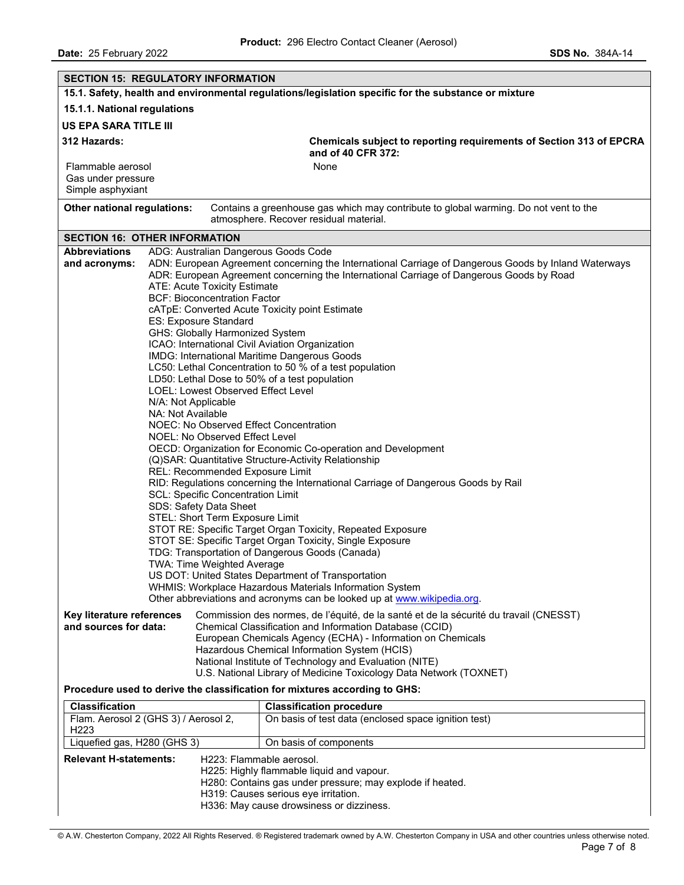## SECTION 15: REGULATORY INFORMATION

### 15.1. Safety, health and environmental regulations/legislation specific for the substance or mixture

#### 15.1.1. National regulations

**US EPA SARA TITLE III**

**312 Hazards:**

Flammable aerosol
Gas under pressure
Simple asphyxiant

**Chemicals subject to reporting requirements of Section 313 of EPCRA and of 40 CFR 372:**

None

**Other national regulations:** Contains a greenhouse gas which may contribute to global warming. Do not vent to the atmosphere. Recover residual material.

## SECTION 16: OTHER INFORMATION

**Abbreviations and acronyms:**

ADG: Australian Dangerous Goods Code
ADN: European Agreement concerning the International Carriage of Dangerous Goods by Inland Waterways
ADR: European Agreement concerning the International Carriage of Dangerous Goods by Road
ATE: Acute Toxicity Estimate
BCF: Bioconcentration Factor
cATpE: Converted Acute Toxicity point Estimate
ES: Exposure Standard
GHS: Globally Harmonized System
ICAO: International Civil Aviation Organization
IMDG: International Maritime Dangerous Goods
LC50: Lethal Concentration to 50 % of a test population
LD50: Lethal Dose to 50% of a test population
LOEL: Lowest Observed Effect Level
N/A: Not Applicable
NA: Not Available
NOEC: No Observed Effect Concentration
NOEL: No Observed Effect Level
OECD: Organization for Economic Co-operation and Development
(Q)SAR: Quantitative Structure-Activity Relationship
REL: Recommended Exposure Limit
RID: Regulations concerning the International Carriage of Dangerous Goods by Rail
SCL: Specific Concentration Limit
SDS: Safety Data Sheet
STEL: Short Term Exposure Limit
STOT RE: Specific Target Organ Toxicity, Repeated Exposure
STOT SE: Specific Target Organ Toxicity, Single Exposure
TDG: Transportation of Dangerous Goods (Canada)
TWA: Time Weighted Average
US DOT: United States Department of Transportation
WHMIS: Workplace Hazardous Materials Information System
Other abbreviations and acronyms can be looked up at www.wikipedia.org.

**Key literature references and sources for data:**

Commission des normes, de l'équité, de la santé et de la sécurité du travail (CNESST)
Chemical Classification and Information Database (CCID)
European Chemicals Agency (ECHA) - Information on Chemicals
Hazardous Chemical Information System (HCIS)
National Institute of Technology and Evaluation (NITE)
U.S. National Library of Medicine Toxicology Data Network (TOXNET)

**Procedure used to derive the classification for mixtures according to GHS:**

| Classification | Classification procedure |
| --- | --- |
| Flam. Aerosol 2 (GHS 3) / Aerosol 2, H223 | On basis of test data (enclosed space ignition test) |
| Liquefied gas, H280 (GHS 3) | On basis of components |

**Relevant H-statements:**

H223: Flammable aerosol.
H225: Highly flammable liquid and vapour.
H280: Contains gas under pressure; may explode if heated.
H319: Causes serious eye irritation.
H336: May cause drowsiness or dizziness.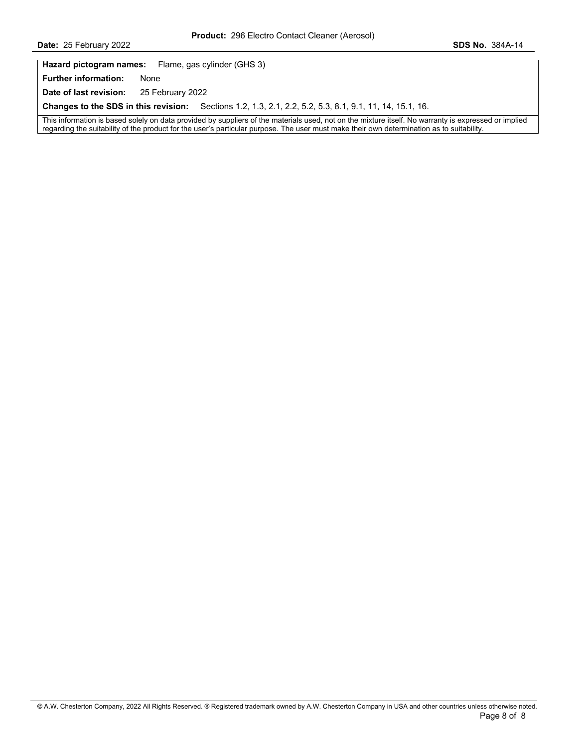**Hazard pictogram names:** Flame, gas cylinder (GHS 3)

**Further information:** None

**Date of last revision:** 25 February 2022

**Changes to the SDS in this revision:** Sections 1.2, 1.3, 2.1, 2.2, 5.2, 5.3, 8.1, 9.1, 11, 14, 15.1, 16.

This information is based solely on data provided by suppliers of the materials used, not on the mixture itself. No warranty is expressed or implied regarding the suitability of the product for the user's particular purpose. The user must make their own determination as to suitability.

© A.W. Chesterton Company, 2022 All Rights Reserved. ® Registered trademark owned by A.W. Chesterton Company in USA and other countries unless otherwise noted.